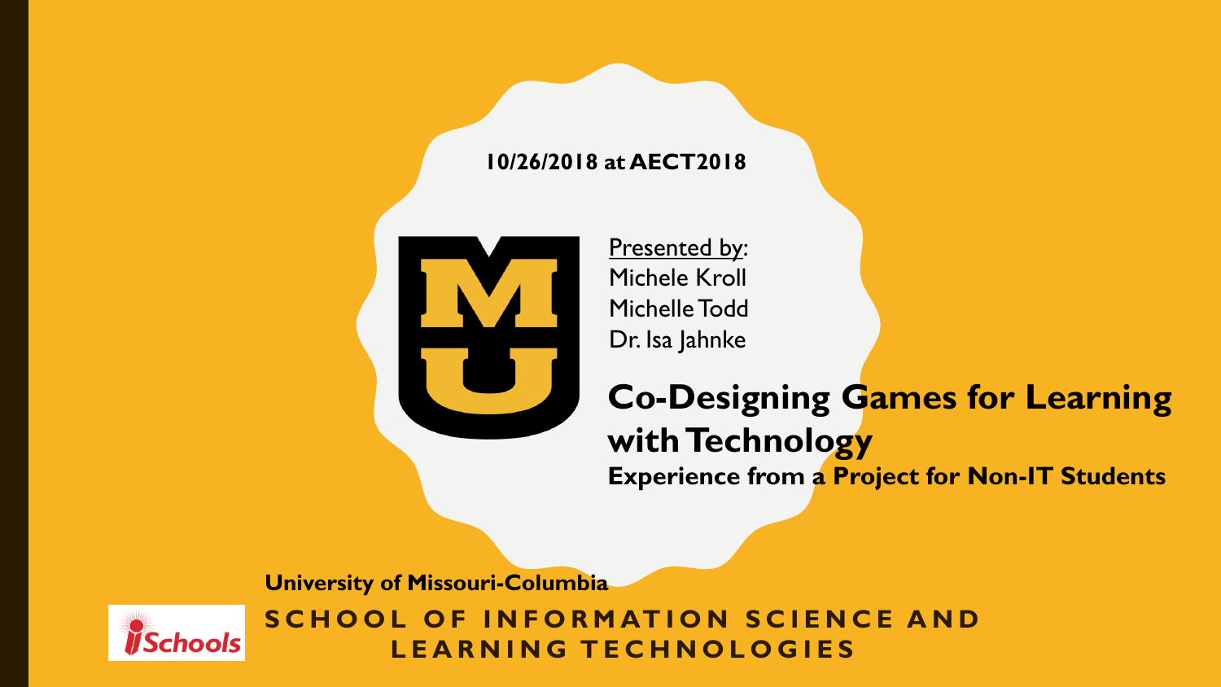**10/26/2018 at AECT2018**

Presented by:
Michele Kroll
Michelle Todd
Dr. Isa Jahnke

# Co-Designing Games for Learning with Technology

## Experience from a Project for Non-IT Students

**University of Missouri-Columbia**

**SCHOOL OF INFORMATION SCIENCE AND LEARNING TECHNOLOGIES**

iSchools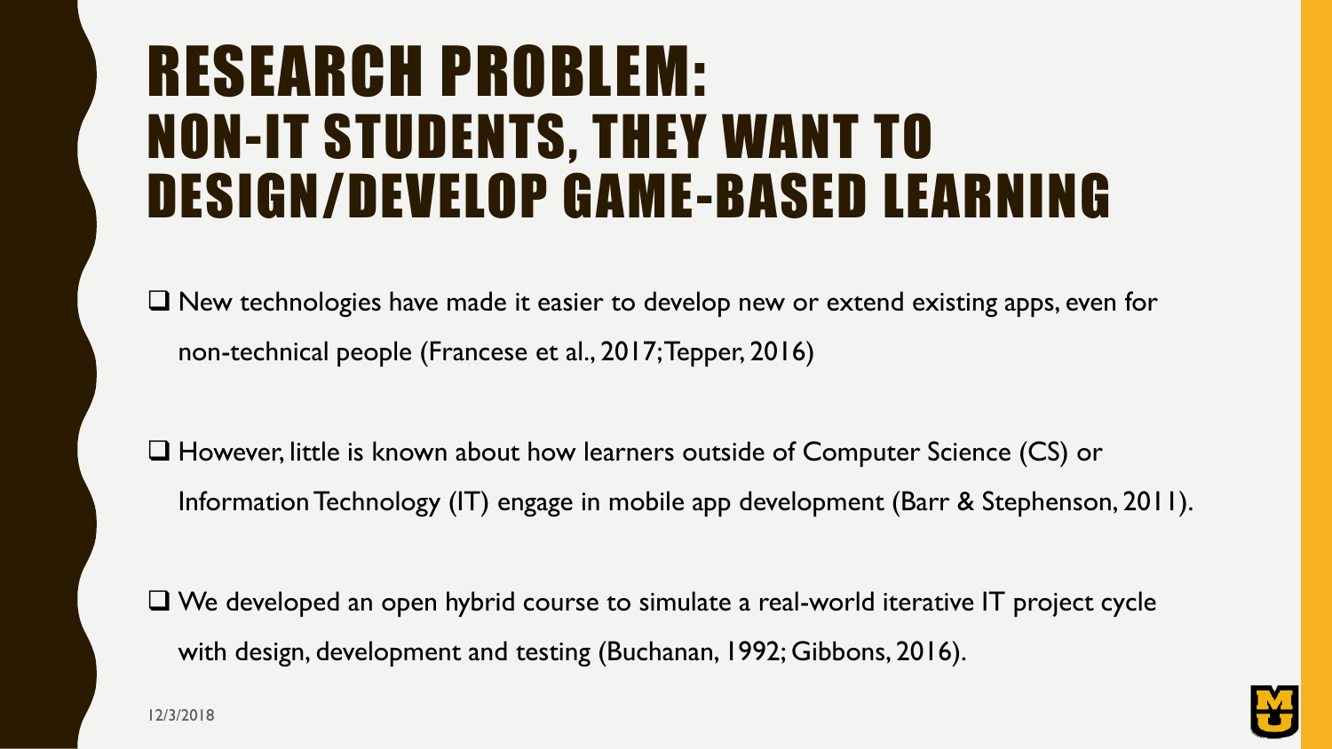# RESEARCH PROBLEM: NON-IT STUDENTS, THEY WANT TO DESIGN/DEVELOP GAME-BASED LEARNING

- New technologies have made it easier to develop new or extend existing apps, even for non-technical people (Francese et al., 2017; Tepper, 2016)
- However, little is known about how learners outside of Computer Science (CS) or Information Technology (IT) engage in mobile app development (Barr & Stephenson, 2011).
- We developed an open hybrid course to simulate a real-world iterative IT project cycle with design, development and testing (Buchanan, 1992; Gibbons, 2016).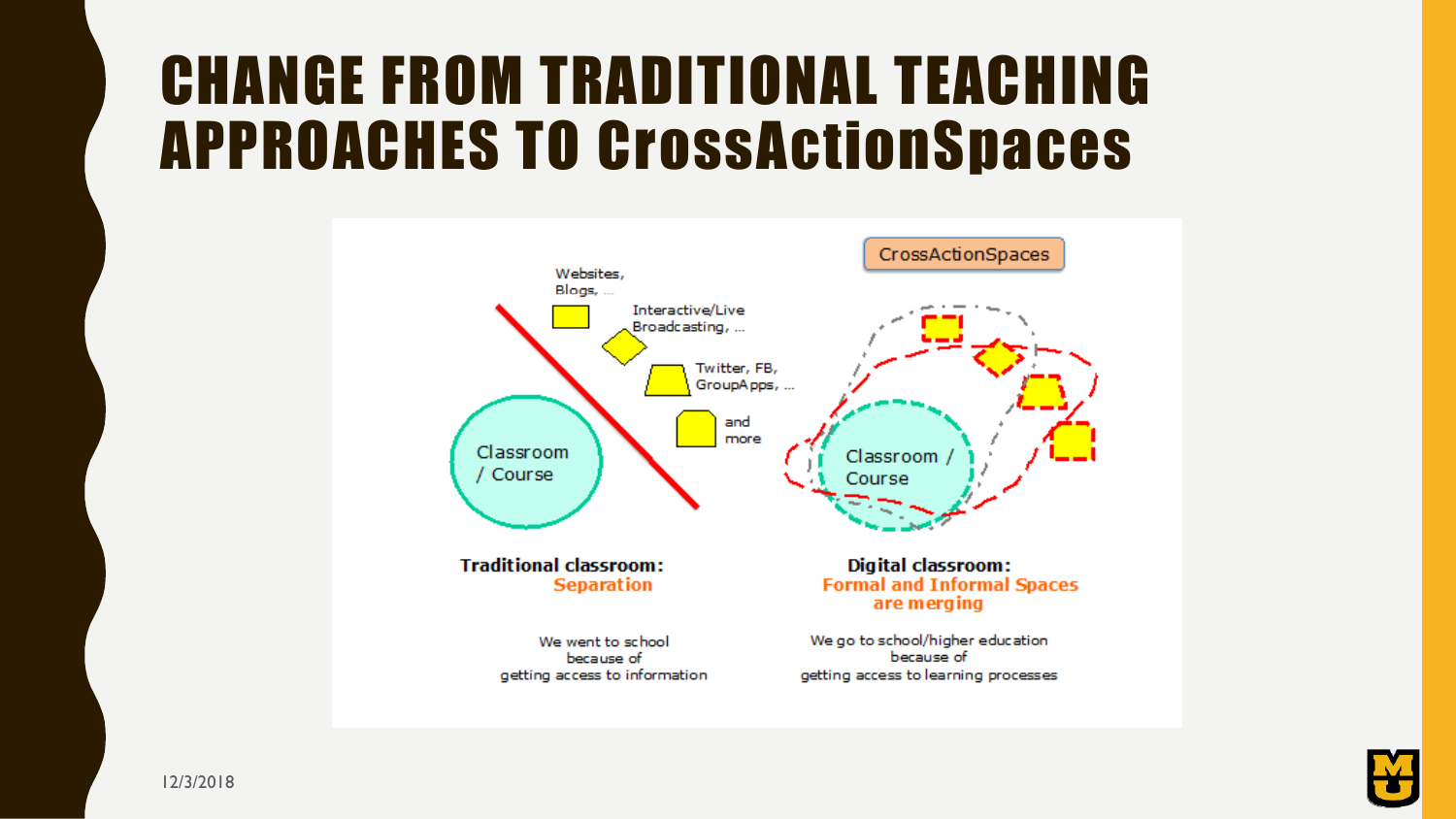# CHANGE FROM TRADITIONAL TEACHING APPROACHES TO CrossActionSpaces

CrossActionSpaces

Websites, Blogs, ...

Interactive/Live Broadcasting, ...

Twitter, FB, GroupApps, ...

and more

Classroom / Course

Classroom / Course

**Traditional classroom:**
**Separation**

We went to school because of getting access to information

**Digital classroom:**
**Formal and Informal Spaces are merging**

We go to school/higher education because of getting access to learning processes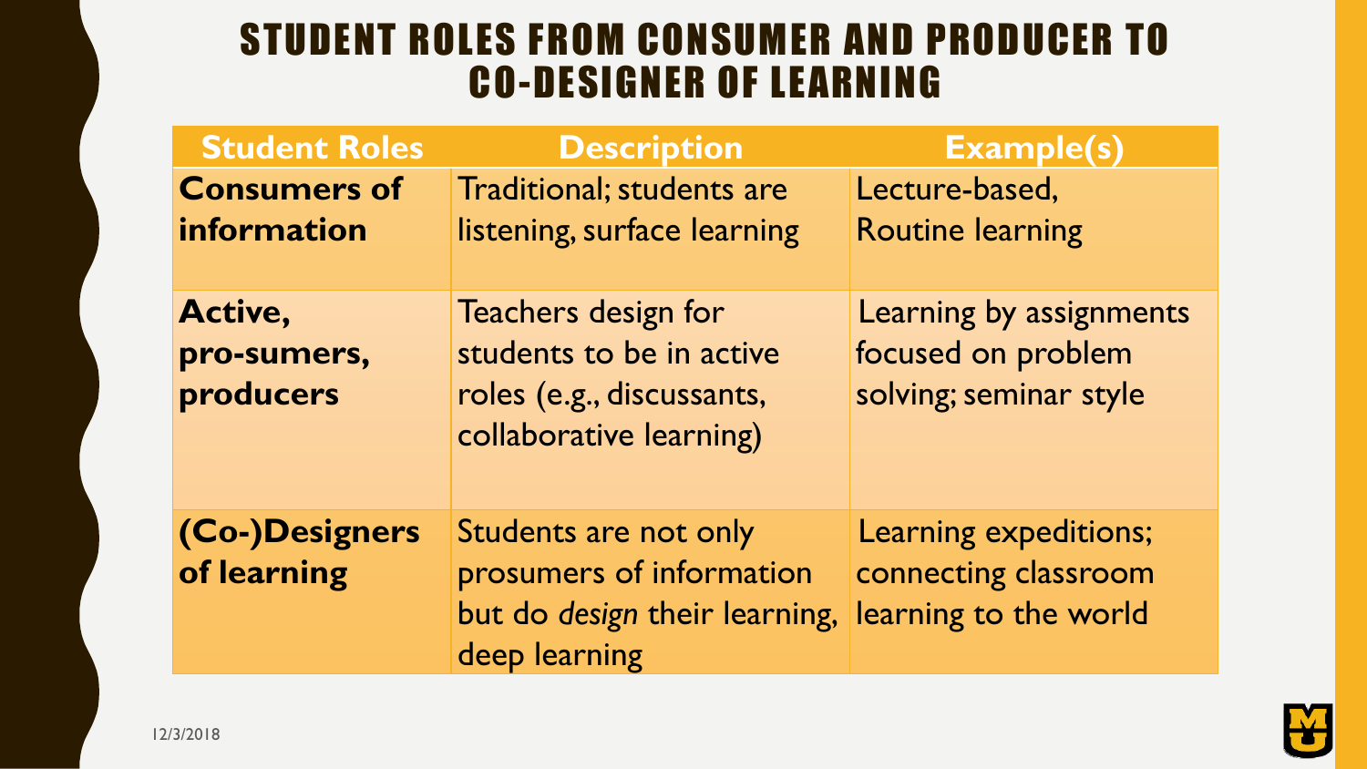# STUDENT ROLES FROM CONSUMER AND PRODUCER TO CO-DESIGNER OF LEARNING

| Student Roles | Description | Example(s) |
|---|---|---|
| **Consumers of information** | Traditional; students are listening, surface learning | Lecture-based, Routine learning |
| **Active, pro-sumers, producers** | Teachers design for students to be in active roles (e.g., discussants, collaborative learning) | Learning by assignments focused on problem solving; seminar style |
| **(Co-)Designers of learning** | Students are not only prosumers of information but do *design* their learning, deep learning | Learning expeditions; connecting classroom learning to the world |

12/3/2018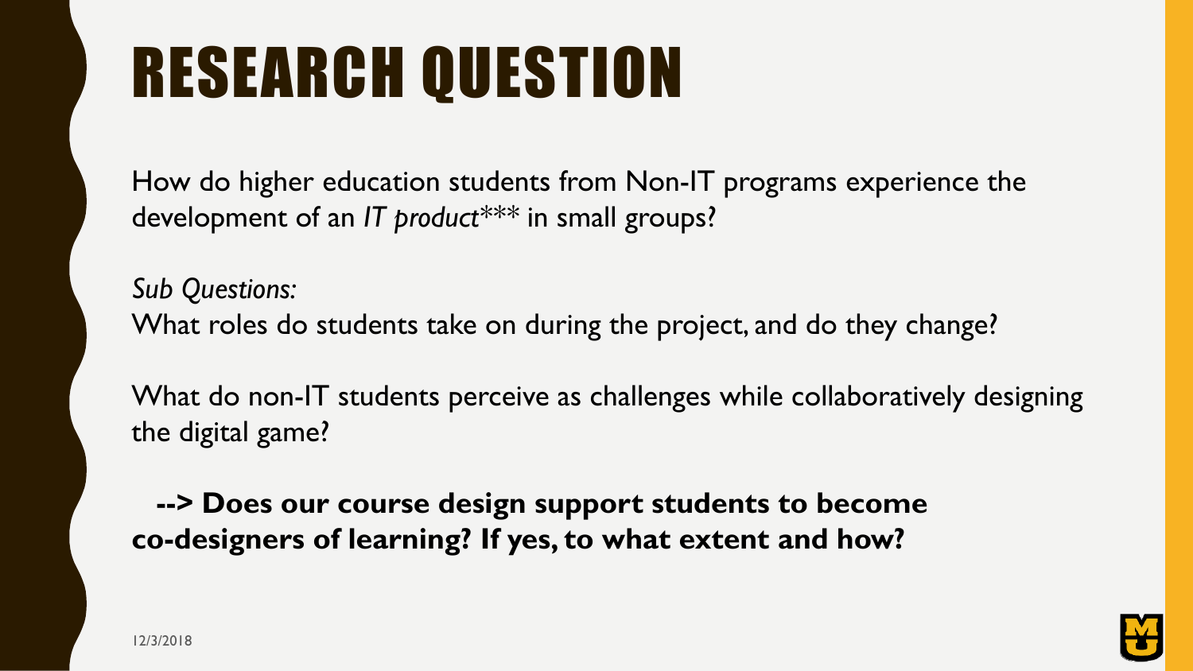# RESEARCH QUESTION

How do higher education students from Non-IT programs experience the development of an *IT product****** in small groups?

*Sub Questions:*

What roles do students take on during the project, and do they change?

What do non-IT students perceive as challenges while collaboratively designing the digital game?

**--> Does our course design support students to become co-designers of learning? If yes, to what extent and how?**

12/3/2018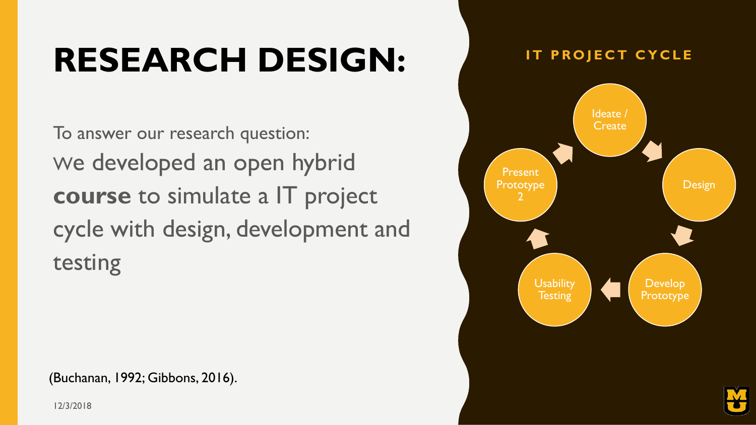# RESEARCH DESIGN:

To answer our research question:

We developed an open hybrid **course** to simulate a IT project cycle with design, development and testing

(Buchanan, 1992; Gibbons, 2016).

## IT PROJECT CYCLE

- Ideate / Create
- Design
- Develop Prototype
- Usability Testing
- Present Prototype 2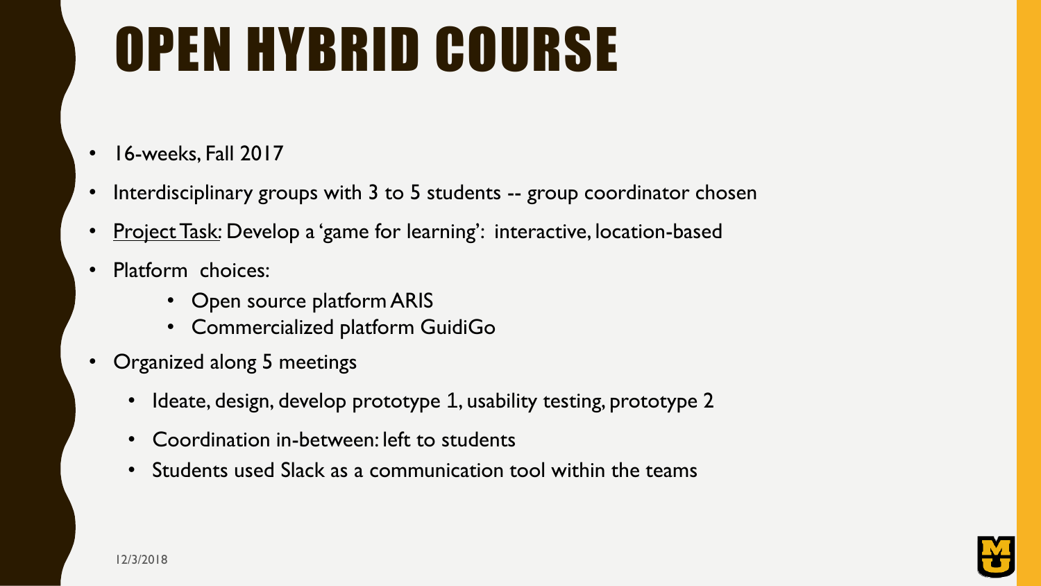# OPEN HYBRID COURSE

- 16-weeks, Fall 2017
- Interdisciplinary groups with 3 to 5 students -- group coordinator chosen
- Project Task: Develop a 'game for learning': interactive, location-based
- Platform choices:
  - Open source platform ARIS
  - Commercialized platform GuidiGo
- Organized along 5 meetings
  - Ideate, design, develop prototype 1, usability testing, prototype 2
  - Coordination in-between: left to students
  - Students used Slack as a communication tool within the teams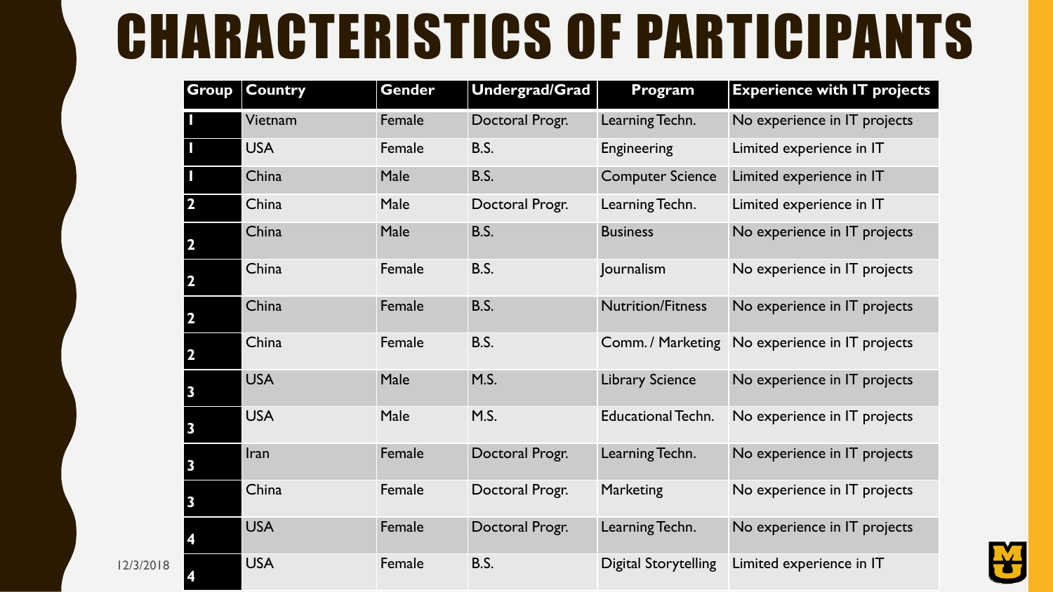# CHARACTERISTICS OF PARTICIPANTS

| Group | Country | Gender | Undergrad/Grad | Program | Experience with IT projects |
|---|---|---|---|---|---|
| 1 | Vietnam | Female | Doctoral Progr. | Learning Techn. | No experience in IT projects |
| 1 | USA | Female | B.S. | Engineering | Limited experience in IT |
| 1 | China | Male | B.S. | Computer Science | Limited experience in IT |
| 2 | China | Male | Doctoral Progr. | Learning Techn. | Limited experience in IT |
| 2 | China | Male | B.S. | Business | No experience in IT projects |
| 2 | China | Female | B.S. | Journalism | No experience in IT projects |
| 2 | China | Female | B.S. | Nutrition/Fitness | No experience in IT projects |
| 2 | China | Female | B.S. | Comm. / Marketing | No experience in IT projects |
| 3 | USA | Male | M.S. | Library Science | No experience in IT projects |
| 3 | USA | Male | M.S. | Educational Techn. | No experience in IT projects |
| 3 | Iran | Female | Doctoral Progr. | Learning Techn. | No experience in IT projects |
| 3 | China | Female | Doctoral Progr. | Marketing | No experience in IT projects |
| 4 | USA | Female | Doctoral Progr. | Learning Techn. | No experience in IT projects |
| 4 | USA | Female | B.S. | Digital Storytelling | Limited experience in IT |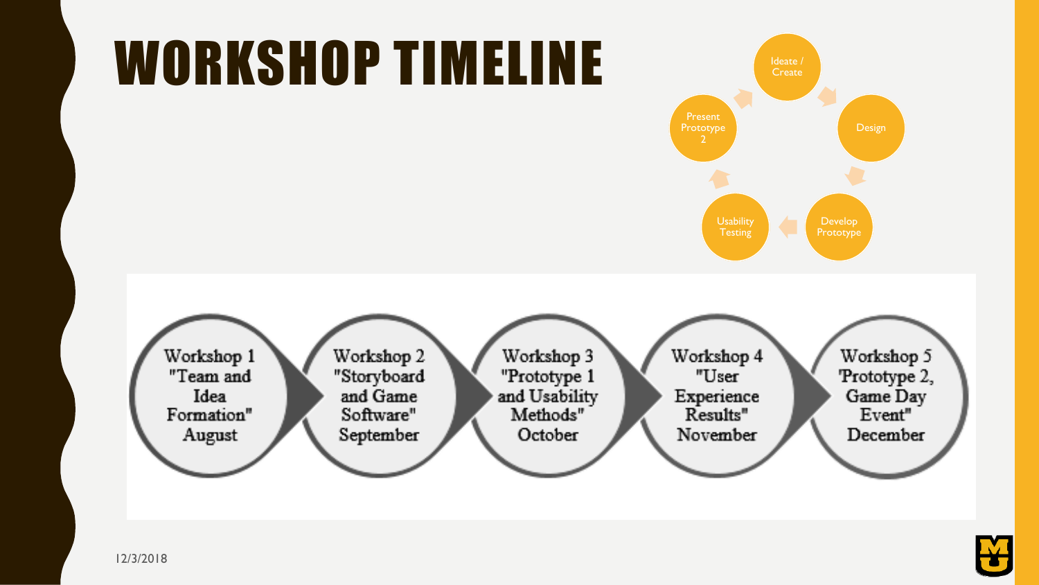# WORKSHOP TIMELINE

- Ideate / Create
- Design
- Develop Prototype
- Usability Testing
- Present Prototype 2

1. Workshop 1 "Team and Idea Formation" August
2. Workshop 2 "Storyboard and Game Software" September
3. Workshop 3 "Prototype 1 and Usability Methods" October
4. Workshop 4 "User Experience Results" November
5. Workshop 5 'Prototype 2, Game Day Event" December

12/3/2018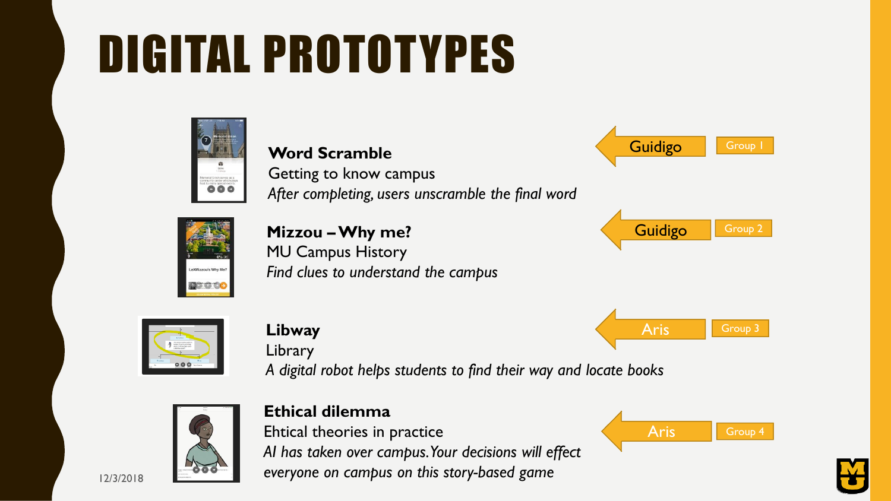# DIGITAL PROTOTYPES

**Word Scramble**
Getting to know campus
*After completing, users unscramble the final word*

Guidigo — Group 1

**Mizzou – Why me?**
MU Campus History
*Find clues to understand the campus*

Guidigo — Group 2

**Libway**
Library
*A digital robot helps students to find their way and locate books*

Aris — Group 3

**Ethical dilemma**
Ehtical theories in practice
*AI has taken over campus. Your decisions will effect everyone on campus on this story-based game*

Aris — Group 4

12/3/2018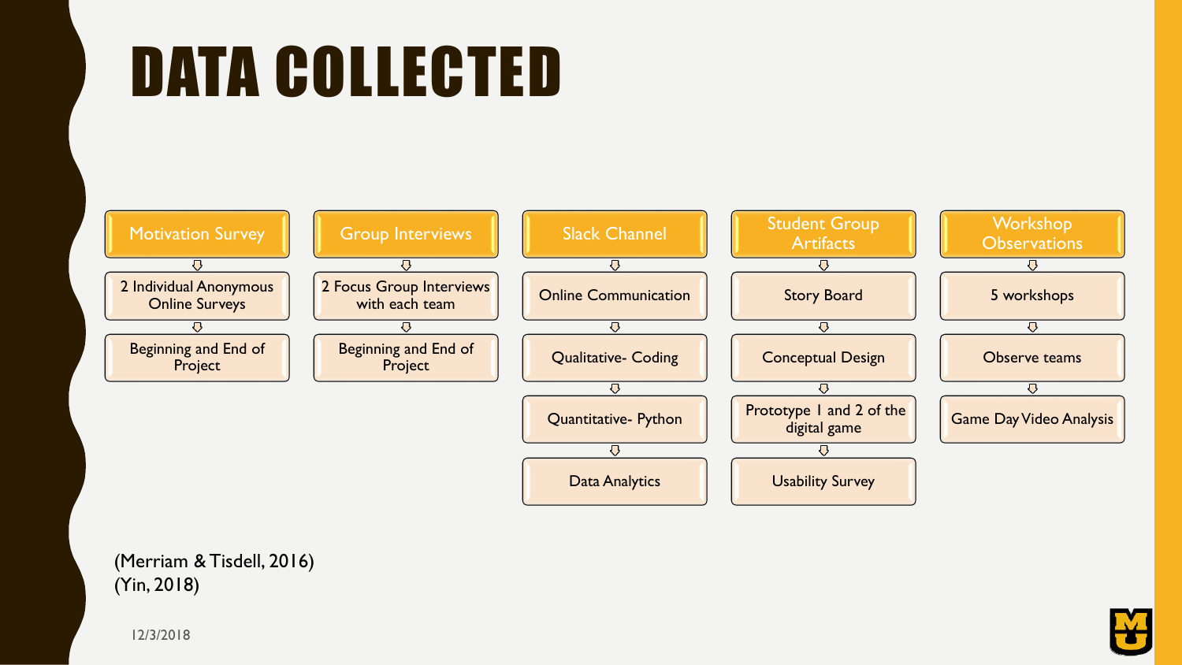# DATA COLLECTED

- **Motivation Survey**
  - 2 Individual Anonymous Online Surveys
  - Beginning and End of Project
- **Group Interviews**
  - 2 Focus Group Interviews with each team
  - Beginning and End of Project
- **Slack Channel**
  - Online Communication
  - Qualitative- Coding
  - Quantitative- Python
  - Data Analytics
- **Student Group Artifacts**
  - Story Board
  - Conceptual Design
  - Prototype 1 and 2 of the digital game
  - Usability Survey
- **Workshop Observations**
  - 5 workshops
  - Observe teams
  - Game Day Video Analysis

(Merriam & Tisdell, 2016)
(Yin, 2018)

12/3/2018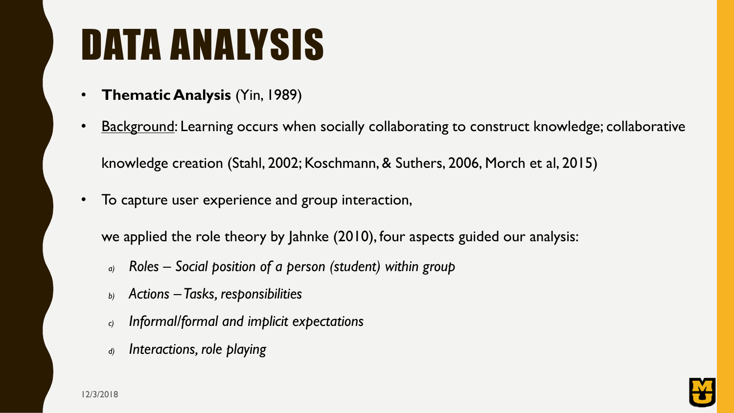# DATA ANALYSIS

- **Thematic Analysis** (Yin, 1989)
- <u>Background</u>: Learning occurs when socially collaborating to construct knowledge; collaborative knowledge creation (Stahl, 2002; Koschmann, & Suthers, 2006, Morch et al, 2015)
- To capture user experience and group interaction,

  we applied the role theory by Jahnke (2010), four aspects guided our analysis:

  a) *Roles – Social position of a person (student) within group*
  b) *Actions – Tasks, responsibilities*
  c) *Informal/formal and implicit expectations*
  d) *Interactions, role playing*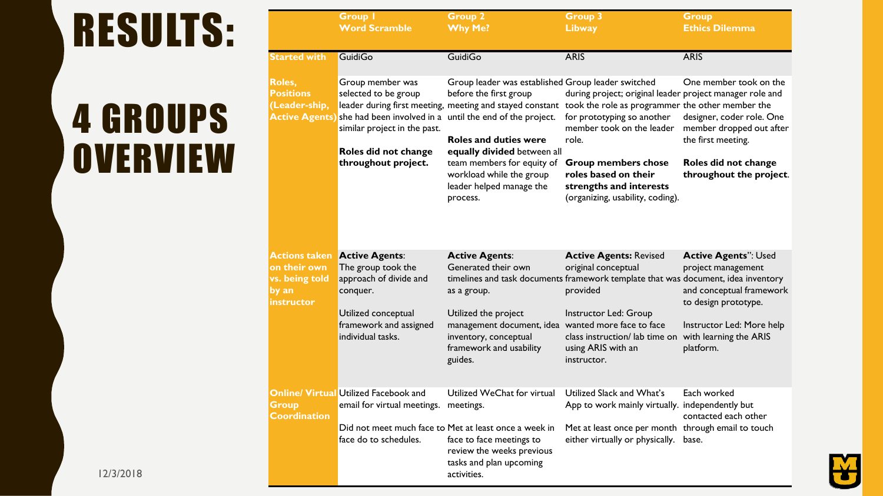# RESULTS:

# 4 GROUPS OVERVIEW

| | Group 1 Word Scramble | Group 2 Why Me? | Group 3 Libway | Group Ethics Dilemma |
|---|---|---|---|---|
| **Started with** | GuidiGo | GuidiGo | ARIS | ARIS |
| **Roles, Positions (Leader-ship, Active Agents)** | Group member was selected to be group leader during first meeting, she had been involved in a similar project in the past.<br><br>**Roles did not change throughout project.** | Group leader was established before the first group meeting and stayed constant until the end of the project.<br><br>**Roles and duties were equally divided** between all team members for equity of workload while the group leader helped manage the process. | Group leader switched during project; original leader took the role as programmer for prototyping so another member took on the leader role.<br><br>**Group members chose roles based on their strengths and interests** (organizing, usability, coding). | One member took on the project manager role and the other member the designer, coder role. One member dropped out after the first meeting.<br><br>**Roles did not change throughout the project**. |
| **Actions taken on their own vs. being told by an instructor** | **Active Agents**: The group took the approach of divide and conquer.<br><br>Utilized conceptual framework and assigned individual tasks. | **Active Agents**: Generated their own timelines and task documents as a group.<br><br>Utilized the project management document, idea inventory, conceptual framework and usability guides. | **Active Agents:** Revised original conceptual framework template that was provided<br><br>Instructor Led: Group wanted more face to face class instruction/ lab time on using ARIS with an instructor. | **Active Agents**": Used project management document, idea inventory and conceptual framework to design prototype.<br><br>Instructor Led: More help with learning the ARIS platform. |
| **Online/ Virtual Group Coordination** | Utilized Facebook and email for virtual meetings.<br><br>Did not meet much face to face do to schedules. | Utilized WeChat for virtual meetings.<br><br>Met at least once a week in face to face meetings to review the weeks previous tasks and plan upcoming activities. | Utilized Slack and What's App to work mainly virtually.<br><br>Met at least once per month either virtually or physically. | Each worked independently but contacted each other through email to touch base. |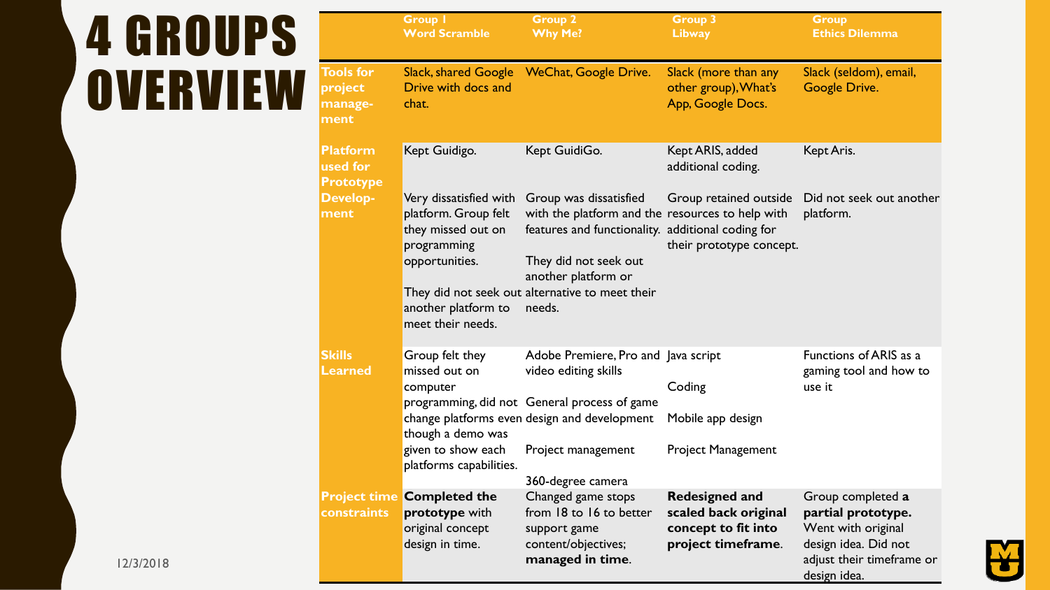# 4 GROUPS OVERVIEW

| | Group 1<br>Word Scramble | Group 2<br>Why Me? | Group 3<br>Libway | Group<br>Ethics Dilemma |
|---|---|---|---|---|
| **Tools for project manage-ment** | Slack, shared Google Drive with docs and chat. | WeChat, Google Drive. | Slack (more than any other group), What's App, Google Docs. | Slack (seldom), email, Google Drive. |
| **Platform used for Prototype Develop-ment** | Kept Guidigo.<br><br>Very dissatisfied with platform. Group felt they missed out on programming opportunities.<br><br>They did not seek out another platform to meet their needs. | Kept GuidiGo.<br><br>Group was dissatisfied with the platform and the features and functionality.<br><br>They did not seek out another platform or alternative to meet their needs. | Kept ARIS, added additional coding.<br><br>Group retained outside resources to help with additional coding for their prototype concept. | Kept Aris.<br><br>Did not seek out another platform. |
| **Skills Learned** | Group felt they missed out on computer programming, did not change platforms even though a demo was given to show each platforms capabilities. | Adobe Premiere, Pro and video editing skills<br><br>General process of game design and development<br><br>Project management<br><br>360-degree camera | Java script<br><br>Coding<br><br>Mobile app design<br><br>Project Management | Functions of ARIS as a gaming tool and how to use it |
| **Project time constraints** | **Completed the prototype** with original concept design in time. | Changed game stops from 18 to 16 to better support game content/objectives; **managed in time**. | **Redesigned and scaled back original concept to fit into project timeframe**. | Group completed **a partial prototype.** Went with original design idea. Did not adjust their timeframe or design idea. |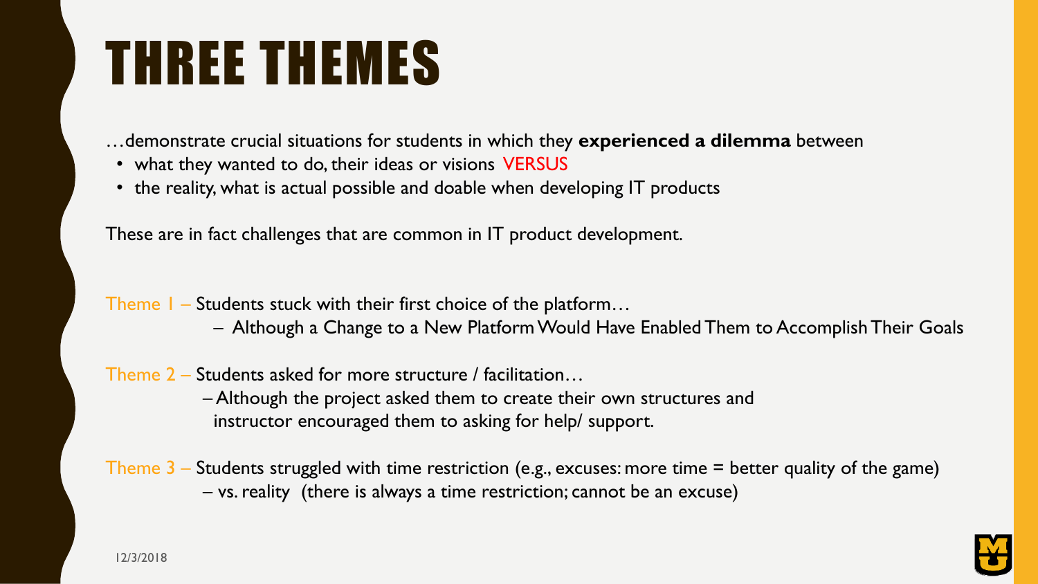# THREE THEMES

…demonstrate crucial situations for students in which they **experienced a dilemma** between

- what they wanted to do, their ideas or visions VERSUS
- the reality, what is actual possible and doable when developing IT products

These are in fact challenges that are common in IT product development.

Theme 1 – Students stuck with their first choice of the platform…

– Although a Change to a New Platform Would Have Enabled Them to Accomplish Their Goals

Theme 2 – Students asked for more structure / facilitation…

– Although the project asked them to create their own structures and instructor encouraged them to asking for help/ support.

Theme 3 – Students struggled with time restriction (e.g., excuses: more time = better quality of the game)

– vs. reality (there is always a time restriction; cannot be an excuse)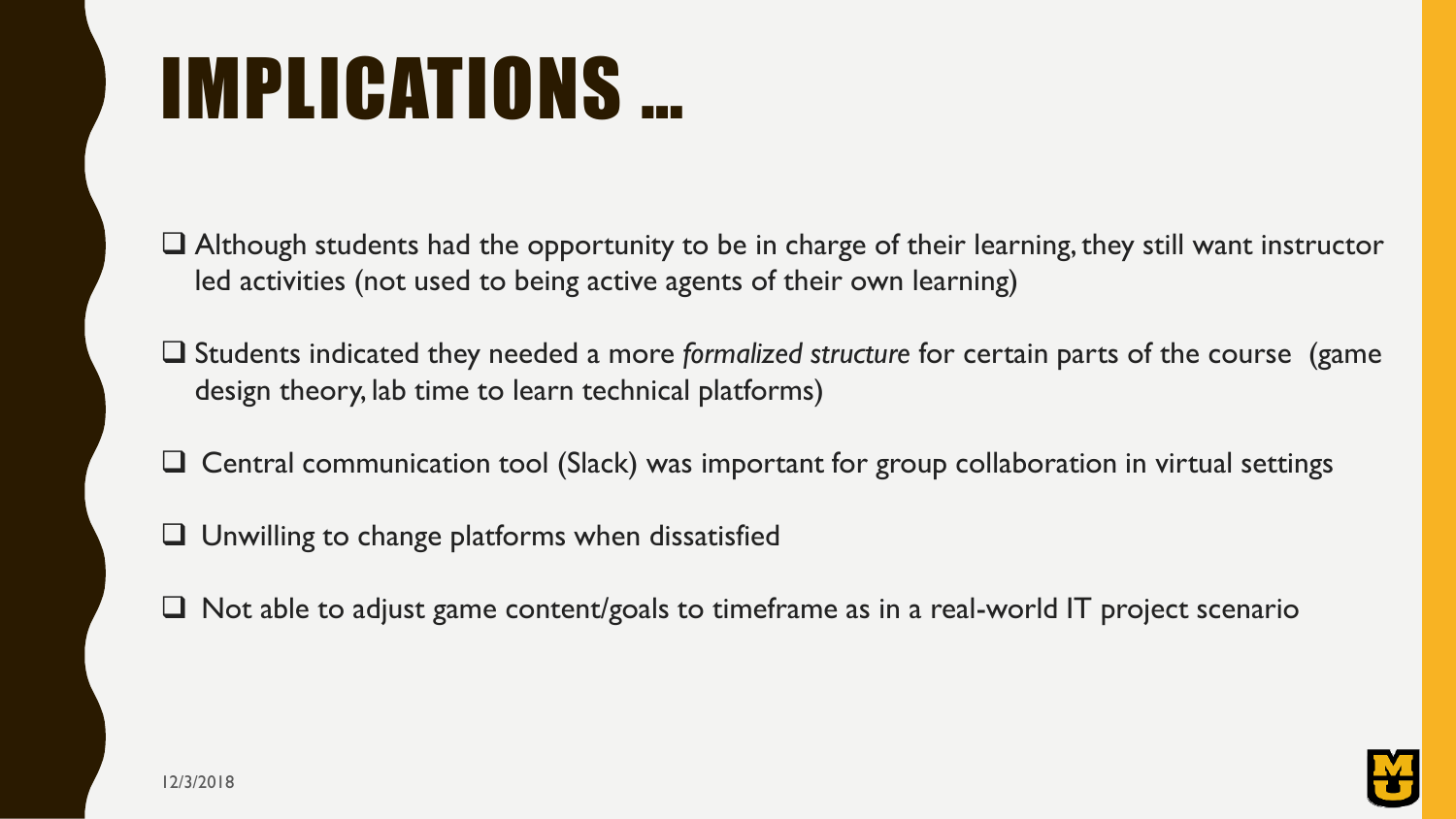# IMPLICATIONS …

- Although students had the opportunity to be in charge of their learning, they still want instructor led activities (not used to being active agents of their own learning)
- Students indicated they needed a more *formalized structure* for certain parts of the course (game design theory, lab time to learn technical platforms)
- Central communication tool (Slack) was important for group collaboration in virtual settings
- Unwilling to change platforms when dissatisfied
- Not able to adjust game content/goals to timeframe as in a real-world IT project scenario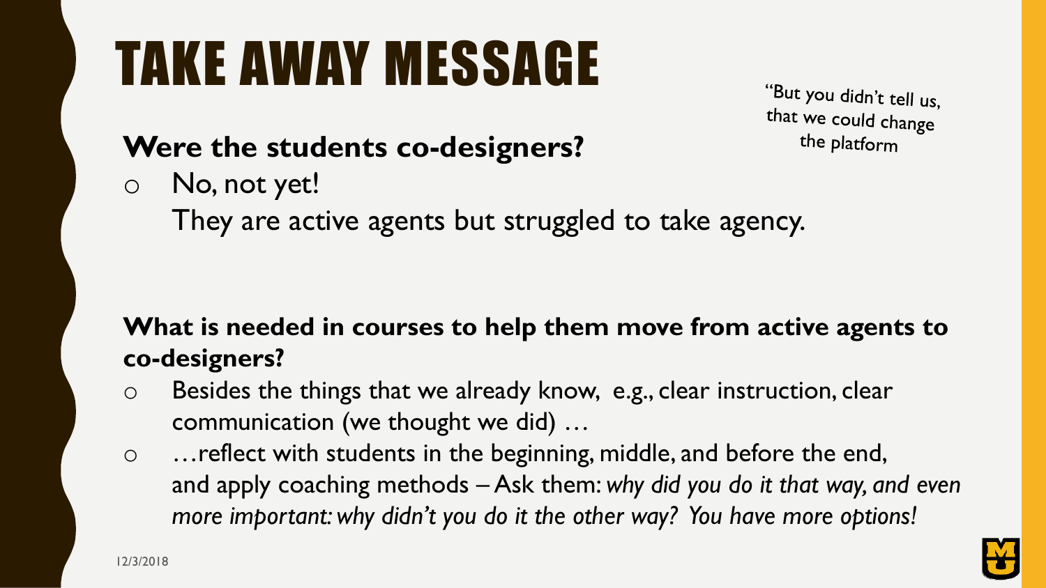# TAKE AWAY MESSAGE

"But you didn't tell us, that we could change the platform

**Were the students co-designers?**

- No, not yet!
  They are active agents but struggled to take agency.

**What is needed in courses to help them move from active agents to co-designers?**

- Besides the things that we already know, e.g., clear instruction, clear communication (we thought we did) …
- …reflect with students in the beginning, middle, and before the end, and apply coaching methods – Ask them: *why did you do it that way, and even more important: why didn't you do it the other way? You have more options!*

12/3/2018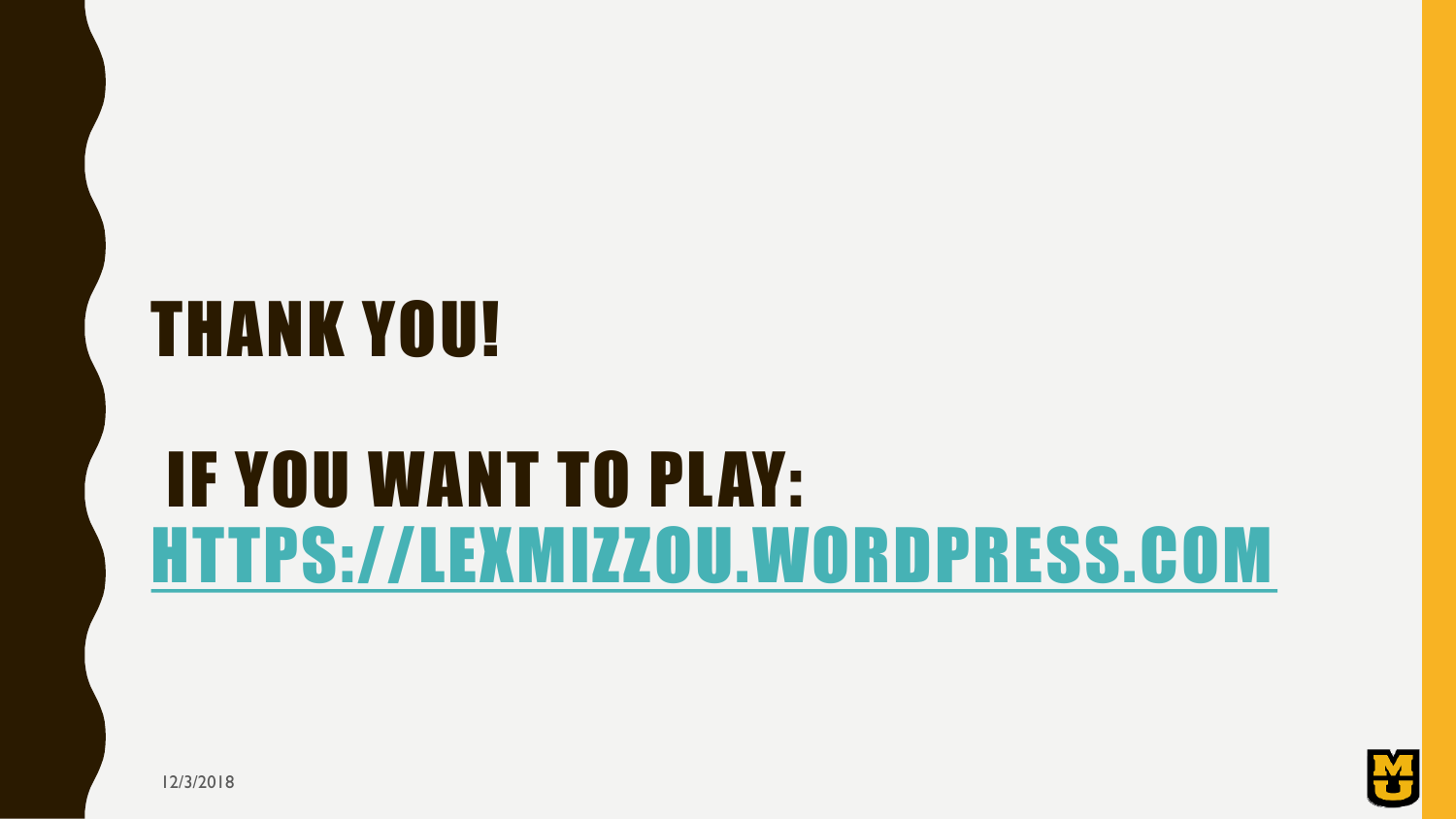# THANK YOU!

# IF YOU WANT TO PLAY: [HTTPS://LEXMIZZOU.WORDPRESS.COM](https://lexmizzou.wordpress.com)

12/3/2018